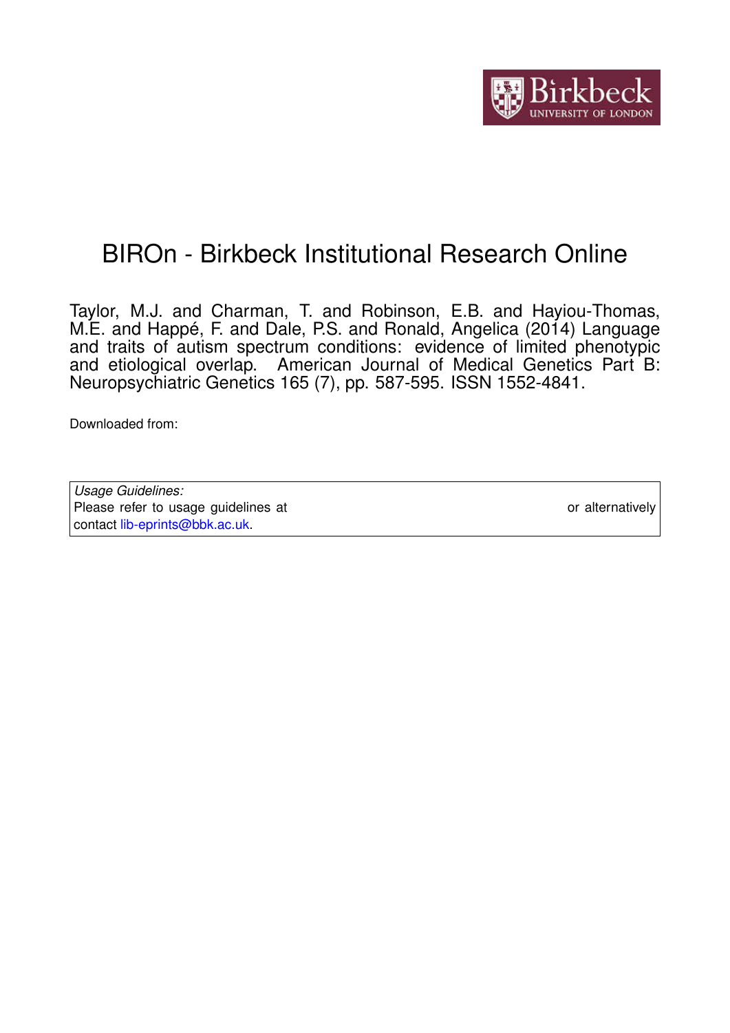# BIROn - Birkbeck Institutional Research Online

Taylor, M.J. and Charman, T. and Robinson, E.B. and Hayiou-Thomas, M.E. and Happé, F. and Dale, P.S. and Ronald, Angelica (2014) Language and traits of autism spectrum conditions: evidence of limited phenotypic and etiological overlap. American Journal of Medical Genetics Part B: Neuropsychiatric Genetics 165 (7), pp. 587-595. ISSN 1552-4841.

Downloaded from:

| *Usage Guidelines:* |
| --- |
| Please refer to usage guidelines at or alternatively contact lib-eprints@bbk.ac.uk. |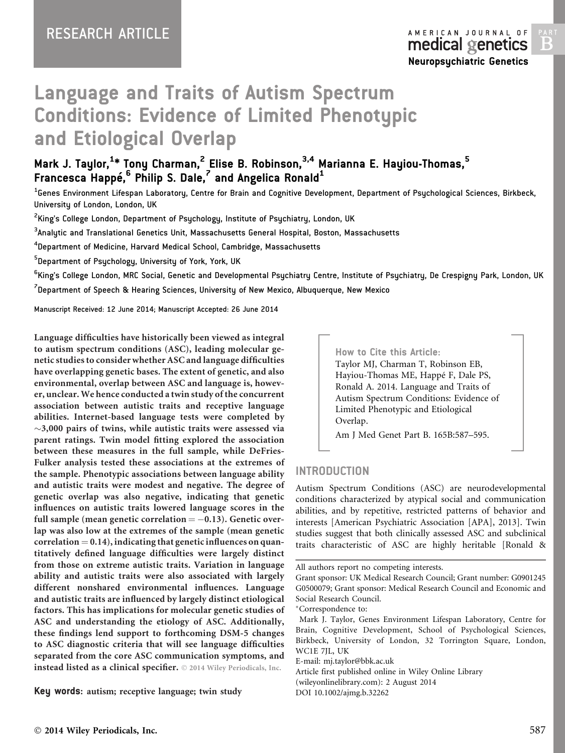RESEARCH ARTICLE

# Language and Traits of Autism Spectrum Conditions: Evidence of Limited Phenotypic and Etiological Overlap

**Mark J. Taylor,[1]* Tony Charman,[2] Elise B. Robinson,[3,4] Marianna E. Hayiou-Thomas,[5] Francesca Happé,[6] Philip S. Dale,[7] and Angelica Ronald[1]**

[1]Genes Environment Lifespan Laboratory, Centre for Brain and Cognitive Development, Department of Psychological Sciences, Birkbeck, University of London, London, UK

[2]King's College London, Department of Psychology, Institute of Psychiatry, London, UK

[3]Analytic and Translational Genetics Unit, Massachusetts General Hospital, Boston, Massachusetts

[4]Department of Medicine, Harvard Medical School, Cambridge, Massachusetts

[5]Department of Psychology, University of York, York, UK

[6]King's College London, MRC Social, Genetic and Developmental Psychiatry Centre, Institute of Psychiatry, De Crespigny Park, London, UK

[7]Department of Speech & Hearing Sciences, University of New Mexico, Albuquerque, New Mexico

Manuscript Received: 12 June 2014; Manuscript Accepted: 26 June 2014

**Language difficulties have historically been viewed as integral to autism spectrum conditions (ASC), leading molecular genetic studies to consider whether ASC and language difficulties have overlapping genetic bases. The extent of genetic, and also environmental, overlap between ASC and language is, however, unclear. We hence conducted a twin study of the concurrent association between autistic traits and receptive language abilities. Internet-based language tests were completed by ~3,000 pairs of twins, while autistic traits were assessed via parent ratings. Twin model fitting explored the association between these measures in the full sample, while DeFries-Fulker analysis tested these associations at the extremes of the sample. Phenotypic associations between language ability and autistic traits were modest and negative. The degree of genetic overlap was also negative, indicating that genetic influences on autistic traits lowered language scores in the full sample (mean genetic correlation = −0.13). Genetic overlap was also low at the extremes of the sample (mean genetic correlation = 0.14), indicating that genetic influences on quantitatively defined language difficulties were largely distinct from those on extreme autistic traits. Variation in language ability and autistic traits were also associated with largely different nonshared environmental influences. Language and autistic traits are influenced by largely distinct etiological factors. This has implications for molecular genetic studies of ASC and understanding the etiology of ASC. Additionally, these findings lend support to forthcoming DSM-5 changes to ASC diagnostic criteria that will see language difficulties separated from the core ASC communication symptoms, and instead listed as a clinical specifier.** © 2014 Wiley Periodicals, Inc.

**Key words:** autism; receptive language; twin study

**How to Cite this Article:**
Taylor MJ, Charman T, Robinson EB, Hayiou-Thomas ME, Happé F, Dale PS, Ronald A. 2014. Language and Traits of Autism Spectrum Conditions: Evidence of Limited Phenotypic and Etiological Overlap.
Am J Med Genet Part B. 165B:587–595.

## INTRODUCTION

Autism Spectrum Conditions (ASC) are neurodevelopmental conditions characterized by atypical social and communication abilities, and by repetitive, restricted patterns of behavior and interests [American Psychiatric Association [APA], 2013]. Twin studies suggest that both clinically assessed ASC and subclinical traits characteristic of ASC are highly heritable [Ronald &

All authors report no competing interests.
Grant sponsor: UK Medical Research Council; Grant number: G0901245 G0500079; Grant sponsor: Medical Research Council and Economic and Social Research Council.
*Correspondence to:
Mark J. Taylor, Genes Environment Lifespan Laboratory, Centre for Brain, Cognitive Development, School of Psychological Sciences, Birkbeck, University of London, 32 Torrington Square, London, WC1E 7JL, UK
E-mail: mj.taylor@bbk.ac.uk
Article first published online in Wiley Online Library (wileyonlinelibrary.com): 2 August 2014
DOI 10.1002/ajmg.b.32262

© 2014 Wiley Periodicals, Inc.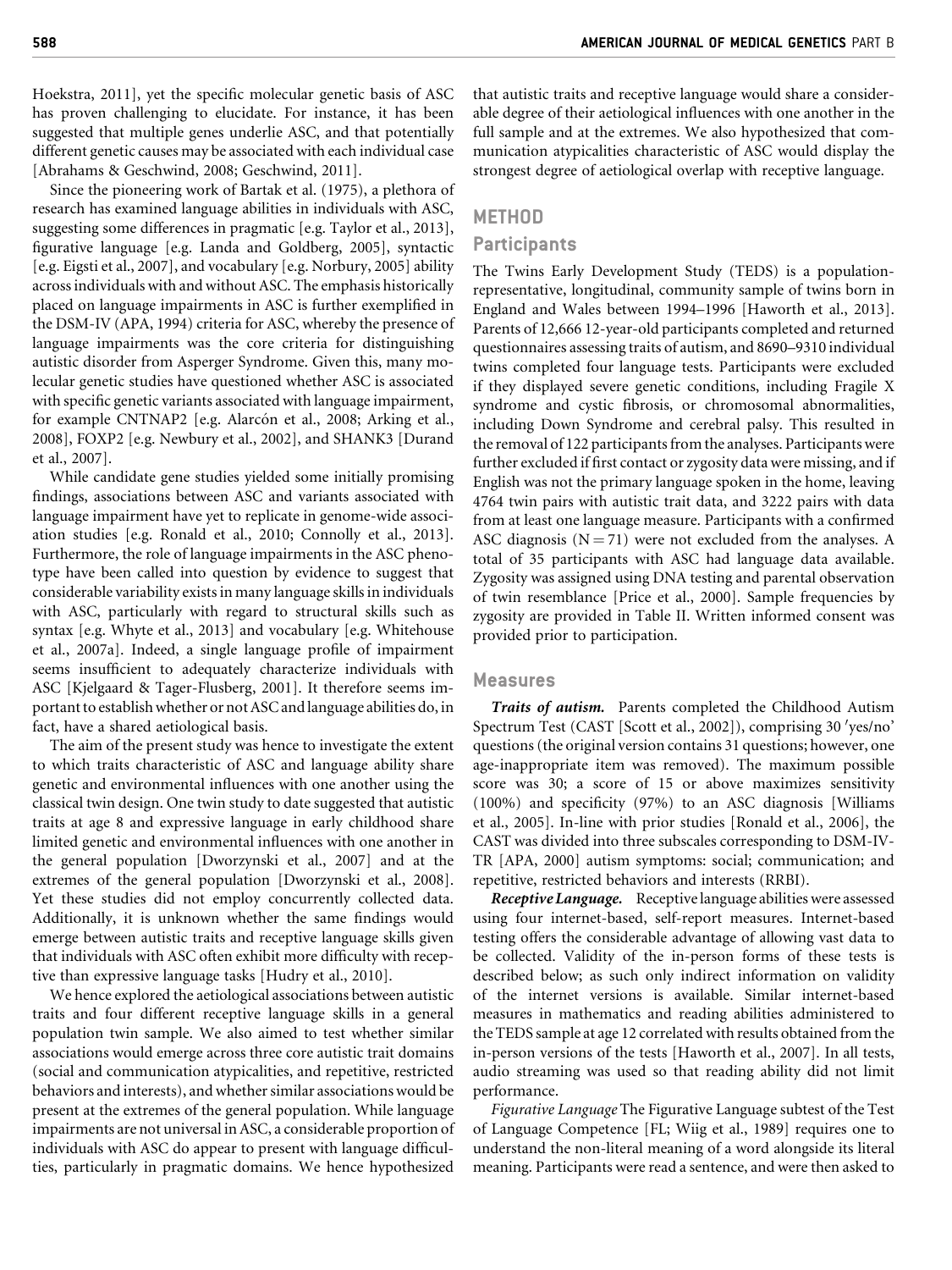Hoekstra, 2011], yet the specific molecular genetic basis of ASC has proven challenging to elucidate. For instance, it has been suggested that multiple genes underlie ASC, and that potentially different genetic causes may be associated with each individual case [Abrahams & Geschwind, 2008; Geschwind, 2011].

Since the pioneering work of Bartak et al. (1975), a plethora of research has examined language abilities in individuals with ASC, suggesting some differences in pragmatic [e.g. Taylor et al., 2013], figurative language [e.g. Landa and Goldberg, 2005], syntactic [e.g. Eigsti et al., 2007], and vocabulary [e.g. Norbury, 2005] ability across individuals with and without ASC. The emphasis historically placed on language impairments in ASC is further exemplified in the DSM-IV (APA, 1994) criteria for ASC, whereby the presence of language impairments was the core criteria for distinguishing autistic disorder from Asperger Syndrome. Given this, many molecular genetic studies have questioned whether ASC is associated with specific genetic variants associated with language impairment, for example CNTNAP2 [e.g. Alarcón et al., 2008; Arking et al., 2008], FOXP2 [e.g. Newbury et al., 2002], and SHANK3 [Durand et al., 2007].

While candidate gene studies yielded some initially promising findings, associations between ASC and variants associated with language impairment have yet to replicate in genome-wide association studies [e.g. Ronald et al., 2010; Connolly et al., 2013]. Furthermore, the role of language impairments in the ASC phenotype have been called into question by evidence to suggest that considerable variability exists in many language skills in individuals with ASC, particularly with regard to structural skills such as syntax [e.g. Whyte et al., 2013] and vocabulary [e.g. Whitehouse et al., 2007a]. Indeed, a single language profile of impairment seems insufficient to adequately characterize individuals with ASC [Kjelgaard & Tager-Flusberg, 2001]. It therefore seems important to establish whether or not ASC and language abilities do, in fact, have a shared aetiological basis.

The aim of the present study was hence to investigate the extent to which traits characteristic of ASC and language ability share genetic and environmental influences with one another using the classical twin design. One twin study to date suggested that autistic traits at age 8 and expressive language in early childhood share limited genetic and environmental influences with one another in the general population [Dworzynski et al., 2007] and at the extremes of the general population [Dworzynski et al., 2008]. Yet these studies did not employ concurrently collected data. Additionally, it is unknown whether the same findings would emerge between autistic traits and receptive language skills given that individuals with ASC often exhibit more difficulty with receptive than expressive language tasks [Hudry et al., 2010].

We hence explored the aetiological associations between autistic traits and four different receptive language skills in a general population twin sample. We also aimed to test whether similar associations would emerge across three core autistic trait domains (social and communication atypicalities, and repetitive, restricted behaviors and interests), and whether similar associations would be present at the extremes of the general population. While language impairments are not universal in ASC, a considerable proportion of individuals with ASC do appear to present with language difficulties, particularly in pragmatic domains. We hence hypothesized that autistic traits and receptive language would share a considerable degree of their aetiological influences with one another in the full sample and at the extremes. We also hypothesized that communication atypicalities characteristic of ASC would display the strongest degree of aetiological overlap with receptive language.

## METHOD

### Participants

The Twins Early Development Study (TEDS) is a population-representative, longitudinal, community sample of twins born in England and Wales between 1994–1996 [Haworth et al., 2013]. Parents of 12,666 12-year-old participants completed and returned questionnaires assessing traits of autism, and 8690–9310 individual twins completed four language tests. Participants were excluded if they displayed severe genetic conditions, including Fragile X syndrome and cystic fibrosis, or chromosomal abnormalities, including Down Syndrome and cerebral palsy. This resulted in the removal of 122 participants from the analyses. Participants were further excluded if first contact or zygosity data were missing, and if English was not the primary language spoken in the home, leaving 4764 twin pairs with autistic trait data, and 3222 pairs with data from at least one language measure. Participants with a confirmed ASC diagnosis ($N = 71$) were not excluded from the analyses. A total of 35 participants with ASC had language data available. Zygosity was assigned using DNA testing and parental observation of twin resemblance [Price et al., 2000]. Sample frequencies by zygosity are provided in Table II. Written informed consent was provided prior to participation.

### Measures

***Traits of autism.*** Parents completed the Childhood Autism Spectrum Test (CAST [Scott et al., 2002]), comprising 30 'yes/no' questions (the original version contains 31 questions; however, one age-inappropriate item was removed). The maximum possible score was 30; a score of 15 or above maximizes sensitivity (100%) and specificity (97%) to an ASC diagnosis [Williams et al., 2005]. In-line with prior studies [Ronald et al., 2006], the CAST was divided into three subscales corresponding to DSM-IV-TR [APA, 2000] autism symptoms: social; communication; and repetitive, restricted behaviors and interests (RRBI).

***Receptive Language.*** Receptive language abilities were assessed using four internet-based, self-report measures. Internet-based testing offers the considerable advantage of allowing vast data to be collected. Validity of the in-person forms of these tests is described below; as such only indirect information on validity of the internet versions is available. Similar internet-based measures in mathematics and reading abilities administered to the TEDS sample at age 12 correlated with results obtained from the in-person versions of the tests [Haworth et al., 2007]. In all tests, audio streaming was used so that reading ability did not limit performance.

*Figurative Language* The Figurative Language subtest of the Test of Language Competence [FL; Wiig et al., 1989] requires one to understand the non-literal meaning of a word alongside its literal meaning. Participants were read a sentence, and were then asked to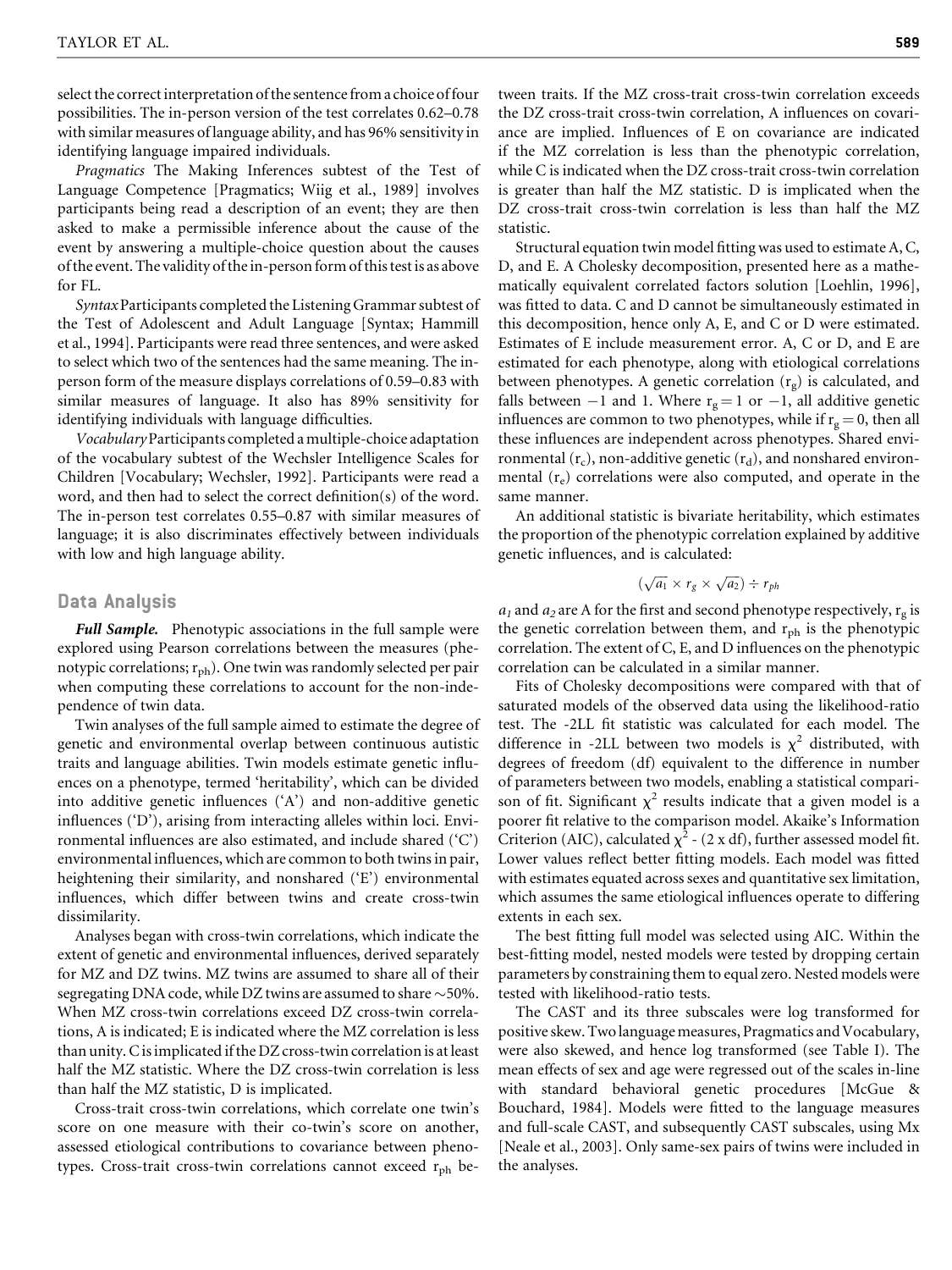select the correct interpretation of the sentence from a choice of four possibilities. The in-person version of the test correlates 0.62–0.78 with similar measures of language ability, and has 96% sensitivity in identifying language impaired individuals.

*Pragmatics* The Making Inferences subtest of the Test of Language Competence [Pragmatics; Wiig et al., 1989] involves participants being read a description of an event; they are then asked to make a permissible inference about the cause of the event by answering a multiple-choice question about the causes of the event. The validity of the in-person form of this test is as above for FL.

*Syntax* Participants completed the Listening Grammar subtest of the Test of Adolescent and Adult Language [Syntax; Hammill et al., 1994]. Participants were read three sentences, and were asked to select which two of the sentences had the same meaning. The in-person form of the measure displays correlations of 0.59–0.83 with similar measures of language. It also has 89% sensitivity for identifying individuals with language difficulties.

*Vocabulary* Participants completed a multiple-choice adaptation of the vocabulary subtest of the Wechsler Intelligence Scales for Children [Vocabulary; Wechsler, 1992]. Participants were read a word, and then had to select the correct definition(s) of the word. The in-person test correlates 0.55–0.87 with similar measures of language; it is also discriminates effectively between individuals with low and high language ability.

## Data Analysis

***Full Sample.*** Phenotypic associations in the full sample were explored using Pearson correlations between the measures (phenotypic correlations; $r_{ph}$). One twin was randomly selected per pair when computing these correlations to account for the non-independence of twin data.

Twin analyses of the full sample aimed to estimate the degree of genetic and environmental overlap between continuous autistic traits and language abilities. Twin models estimate genetic influences on a phenotype, termed 'heritability', which can be divided into additive genetic influences ('A') and non-additive genetic influences ('D'), arising from interacting alleles within loci. Environmental influences are also estimated, and include shared ('C') environmental influences, which are common to both twins in pair, heightening their similarity, and nonshared ('E') environmental influences, which differ between twins and create cross-twin dissimilarity.

Analyses began with cross-twin correlations, which indicate the extent of genetic and environmental influences, derived separately for MZ and DZ twins. MZ twins are assumed to share all of their segregating DNA code, while DZ twins are assumed to share ~50%. When MZ cross-twin correlations exceed DZ cross-twin correlations, A is indicated; E is indicated where the MZ correlation is less than unity. C is implicated if the DZ cross-twin correlation is at least half the MZ statistic. Where the DZ cross-twin correlation is less than half the MZ statistic, D is implicated.

Cross-trait cross-twin correlations, which correlate one twin's score on one measure with their co-twin's score on another, assessed etiological contributions to covariance between phenotypes. Cross-trait cross-twin correlations cannot exceed $r_{ph}$ between traits. If the MZ cross-trait cross-twin correlation exceeds the DZ cross-trait cross-twin correlation, A influences on covariance are implied. Influences of E on covariance are indicated if the MZ correlation is less than the phenotypic correlation, while C is indicated when the DZ cross-trait cross-twin correlation is greater than half the MZ statistic. D is implicated when the DZ cross-trait cross-twin correlation is less than half the MZ statistic.

Structural equation twin model fitting was used to estimate A, C, D, and E. A Cholesky decomposition, presented here as a mathematically equivalent correlated factors solution [Loehlin, 1996], was fitted to data. C and D cannot be simultaneously estimated in this decomposition, hence only A, E, and C or D were estimated. Estimates of E include measurement error. A, C or D, and E are estimated for each phenotype, along with etiological correlations between phenotypes. A genetic correlation ($r_g$) is calculated, and falls between −1 and 1. Where $r_g = 1$ or −1, all additive genetic influences are common to two phenotypes, while if $r_g = 0$, then all these influences are independent across phenotypes. Shared environmental ($r_c$), non-additive genetic ($r_d$), and nonshared environmental ($r_e$) correlations were also computed, and operate in the same manner.

An additional statistic is bivariate heritability, which estimates the proportion of the phenotypic correlation explained by additive genetic influences, and is calculated:

$$(\sqrt{a_1} \times r_g \times \sqrt{a_2}) \div r_{ph}$$

$a_1$ and $a_2$ are A for the first and second phenotype respectively, $r_g$ is the genetic correlation between them, and $r_{ph}$ is the phenotypic correlation. The extent of C, E, and D influences on the phenotypic correlation can be calculated in a similar manner.

Fits of Cholesky decompositions were compared with that of saturated models of the observed data using the likelihood-ratio test. The -2LL fit statistic was calculated for each model. The difference in -2LL between two models is $\chi^2$ distributed, with degrees of freedom (df) equivalent to the difference in number of parameters between two models, enabling a statistical comparison of fit. Significant $\chi^2$ results indicate that a given model is a poorer fit relative to the comparison model. Akaike's Information Criterion (AIC), calculated $\chi^2$ - (2 x df), further assessed model fit. Lower values reflect better fitting models. Each model was fitted with estimates equated across sexes and quantitative sex limitation, which assumes the same etiological influences operate to differing extents in each sex.

The best fitting full model was selected using AIC. Within the best-fitting model, nested models were tested by dropping certain parameters by constraining them to equal zero. Nested models were tested with likelihood-ratio tests.

The CAST and its three subscales were log transformed for positive skew. Two language measures, Pragmatics and Vocabulary, were also skewed, and hence log transformed (see Table I). The mean effects of sex and age were regressed out of the scales in-line with standard behavioral genetic procedures [McGue & Bouchard, 1984]. Models were fitted to the language measures and full-scale CAST, and subsequently CAST subscales, using Mx [Neale et al., 2003]. Only same-sex pairs of twins were included in the analyses.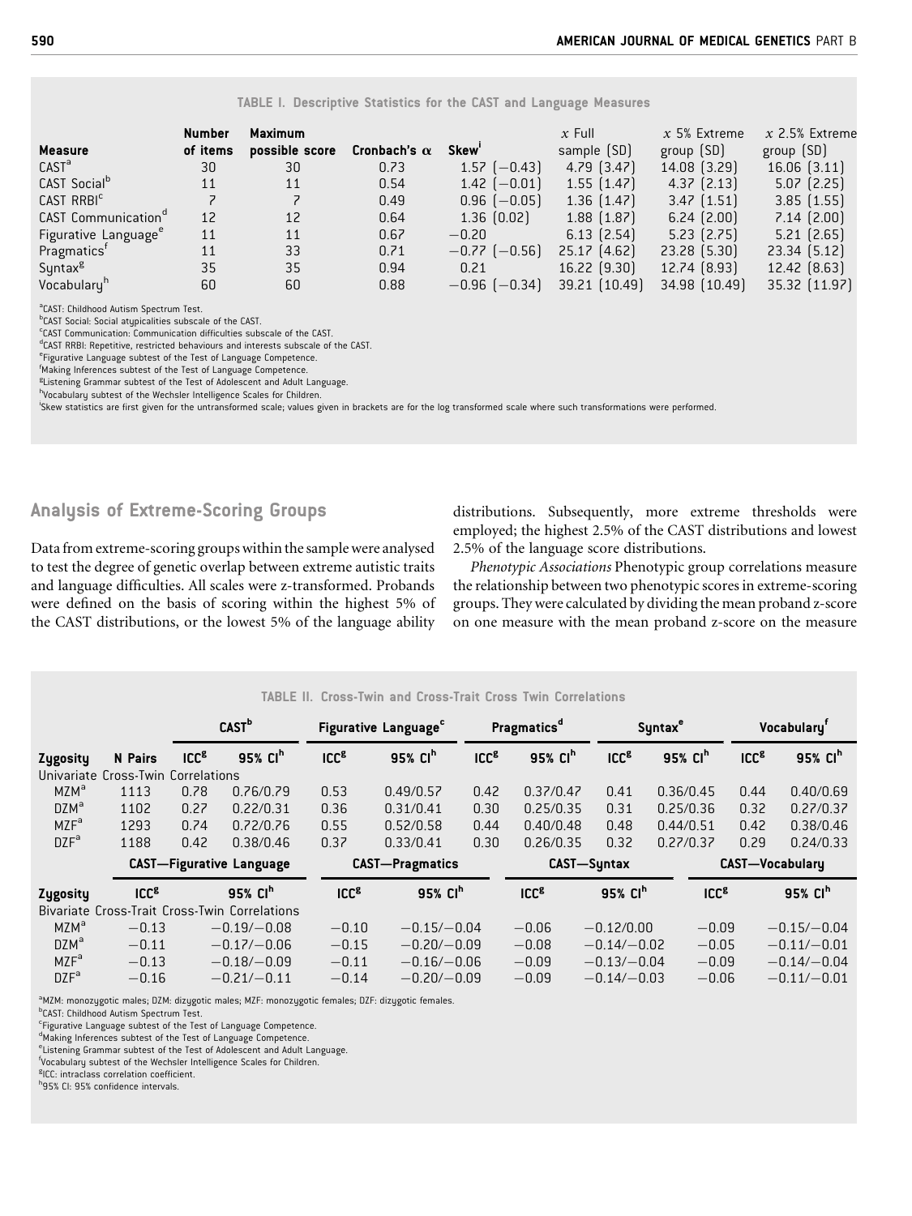TABLE I. Descriptive Statistics for the CAST and Language Measures

| Measure | Number of items | Maximum possible score | Cronbach's α | Skew[i] | x Full sample (SD) | x 5% Extreme group (SD) | x 2.5% Extreme group (SD) |
|---|---|---|---|---|---|---|---|
| CAST[a] | 30 | 30 | 0.73 | 1.57 (−0.43) | 4.79 (3.47) | 14.08 (3.29) | 16.06 (3.11) |
| CAST Social[b] | 11 | 11 | 0.54 | 1.42 (−0.01) | 1.55 (1.47) | 4.37 (2.13) | 5.07 (2.25) |
| CAST RRBI[c] | 7 | 7 | 0.49 | 0.96 (−0.05) | 1.36 (1.47) | 3.47 (1.51) | 3.85 (1.55) |
| CAST Communication[d] | 12 | 12 | 0.64 | 1.36 (0.02) | 1.88 (1.87) | 6.24 (2.00) | 7.14 (2.00) |
| Figurative Language[e] | 11 | 11 | 0.67 | −0.20 | 6.13 (2.54) | 5.23 (2.75) | 5.21 (2.65) |
| Pragmatics[f] | 11 | 33 | 0.71 | −0.77 (−0.56) | 25.17 (4.62) | 23.28 (5.30) | 23.34 (5.12) |
| Syntax[g] | 35 | 35 | 0.94 | 0.21 | 16.22 (9.30) | 12.74 (8.93) | 12.42 (8.63) |
| Vocabulary[h] | 60 | 60 | 0.88 | −0.96 (−0.34) | 39.21 (10.49) | 34.98 (10.49) | 35.32 (11.97) |

[a]CAST: Childhood Autism Spectrum Test.
[b]CAST Social: Social atypicalities subscale of the CAST.
[c]CAST Communication: Communication difficulties subscale of the CAST.
[d]CAST RRBI: Repetitive, restricted behaviours and interests subscale of the CAST.
[e]Figurative Language subtest of the Test of Language Competence.
[f]Making Inferences subtest of the Test of Language Competence.
[g]Listening Grammar subtest of the Test of Adolescent and Adult Language.
[h]Vocabulary subtest of the Wechsler Intelligence Scales for Children.
[i]Skew statistics are first given for the untransformed scale; values given in brackets are for the log transformed scale where such transformations were performed.

## Analysis of Extreme-Scoring Groups

Data from extreme-scoring groups within the sample were analysed to test the degree of genetic overlap between extreme autistic traits and language difficulties. All scales were z-transformed. Probands were defined on the basis of scoring within the highest 5% of the CAST distributions, or the lowest 5% of the language ability distributions. Subsequently, more extreme thresholds were employed; the highest 2.5% of the CAST distributions and lowest 2.5% of the language score distributions.

*Phenotypic Associations* Phenotypic group correlations measure the relationship between two phenotypic scores in extreme-scoring groups. They were calculated by dividing the mean proband z-score on one measure with the mean proband z-score on the measure

TABLE II. Cross-Twin and Cross-Trait Cross Twin Correlations

| Zygosity | N Pairs | CAST[b] ICC[g] | CAST[b] 95% CI[h] | Figurative Language[c] ICC[g] | Figurative Language[c] 95% CI[h] | Pragmatics[d] ICC[g] | Pragmatics[d] 95% CI[h] | Syntax[e] ICC[g] | Syntax[e] 95% CI[h] | Vocabulary[f] ICC[g] | Vocabulary[f] 95% CI[h] |
|---|---|---|---|---|---|---|---|---|---|---|---|
| Univariate Cross-Twin Correlations | | | | | | | | | | | |
| MZM[a] | 1113 | 0.78 | 0.76/0.79 | 0.53 | 0.49/0.57 | 0.42 | 0.37/0.47 | 0.41 | 0.36/0.45 | 0.44 | 0.40/0.69 |
| DZM[a] | 1102 | 0.27 | 0.22/0.31 | 0.36 | 0.31/0.41 | 0.30 | 0.25/0.35 | 0.31 | 0.25/0.36 | 0.32 | 0.27/0.37 |
| MZF[a] | 1293 | 0.74 | 0.72/0.76 | 0.55 | 0.52/0.58 | 0.44 | 0.40/0.48 | 0.48 | 0.44/0.51 | 0.42 | 0.38/0.46 |
| DZF[a] | 1188 | 0.42 | 0.38/0.46 | 0.37 | 0.33/0.41 | 0.30 | 0.26/0.35 | 0.32 | 0.27/0.37 | 0.29 | 0.24/0.33 |

| Zygosity | CAST—Figurative Language ICC[g] | CAST—Figurative Language 95% CI[h] | CAST—Pragmatics ICC[g] | CAST—Pragmatics 95% CI[h] | CAST—Syntax ICC[g] | CAST—Syntax 95% CI[h] | CAST—Vocabulary ICC[g] | CAST—Vocabulary 95% CI[h] |
|---|---|---|---|---|---|---|---|---|
| Bivariate Cross-Trait Cross-Twin Correlations | | | | | | | | |
| MZM[a] | −0.13 | −0.19/−0.08 | −0.10 | −0.15/−0.04 | −0.06 | −0.12/0.00 | −0.09 | −0.15/−0.04 |
| DZM[a] | −0.11 | −0.17/−0.06 | −0.15 | −0.20/−0.09 | −0.08 | −0.14/−0.02 | −0.05 | −0.11/−0.01 |
| MZF[a] | −0.13 | −0.18/−0.09 | −0.11 | −0.16/−0.06 | −0.09 | −0.13/−0.04 | −0.09 | −0.14/−0.04 |
| DZF[a] | −0.16 | −0.21/−0.11 | −0.14 | −0.20/−0.09 | −0.09 | −0.14/−0.03 | −0.06 | −0.11/−0.01 |

[a]MZM: monozygotic males; DZM: dizygotic males; MZF: monozygotic females; DZF: dizygotic females.
[b]CAST: Childhood Autism Spectrum Test.
[c]Figurative Language subtest of the Test of Language Competence.
[d]Making Inferences subtest of the Test of Language Competence.
[e]Listening Grammar subtest of the Test of Adolescent and Adult Language.
[f]Vocabulary subtest of the Wechsler Intelligence Scales for Children.
[g]ICC: intraclass correlation coefficient.
[h]95% CI: 95% confidence intervals.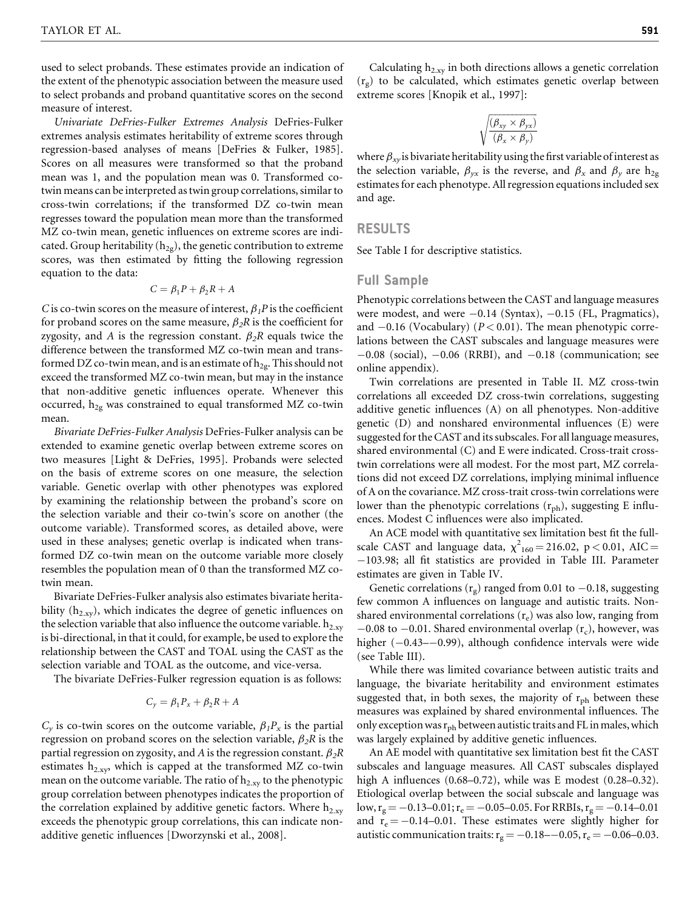used to select probands. These estimates provide an indication of the extent of the phenotypic association between the measure used to select probands and proband quantitative scores on the second measure of interest.

*Univariate DeFries-Fulker Extremes Analysis* DeFries-Fulker extremes analysis estimates heritability of extreme scores through regression-based analyses of means [DeFries & Fulker, 1985]. Scores on all measures were transformed so that the proband mean was 1, and the population mean was 0. Transformed co-twin means can be interpreted as twin group correlations, similar to cross-twin correlations; if the transformed DZ co-twin mean regresses toward the population mean more than the transformed MZ co-twin mean, genetic influences on extreme scores are indicated. Group heritability ($h_{2g}$), the genetic contribution to extreme scores, was then estimated by fitting the following regression equation to the data:

$$C = \beta_1 P + \beta_2 R + A$$

$C$ is co-twin scores on the measure of interest, $\beta_1 P$ is the coefficient for proband scores on the same measure, $\beta_2 R$ is the coefficient for zygosity, and $A$ is the regression constant. $\beta_2 R$ equals twice the difference between the transformed MZ co-twin mean and transformed DZ co-twin mean, and is an estimate of $h_{2g}$. This should not exceed the transformed MZ co-twin mean, but may in the instance that non-additive genetic influences operate. Whenever this occurred, $h_{2g}$ was constrained to equal transformed MZ co-twin mean.

*Bivariate DeFries-Fulker Analysis* DeFries-Fulker analysis can be extended to examine genetic overlap between extreme scores on two measures [Light & DeFries, 1995]. Probands were selected on the basis of extreme scores on one measure, the selection variable. Genetic overlap with other phenotypes was explored by examining the relationship between the proband's score on the selection variable and their co-twin's score on another (the outcome variable). Transformed scores, as detailed above, were used in these analyses; genetic overlap is indicated when transformed DZ co-twin mean on the outcome variable more closely resembles the population mean of 0 than the transformed MZ co-twin mean.

Bivariate DeFries-Fulker analysis also estimates bivariate heritability ($h_{2.xy}$), which indicates the degree of genetic influences on the selection variable that also influence the outcome variable. $h_{2.xy}$ is bi-directional, in that it could, for example, be used to explore the relationship between the CAST and TOAL using the CAST as the selection variable and TOAL as the outcome, and vice-versa.

The bivariate DeFries-Fulker regression equation is as follows:

$$C_y = \beta_1 P_x + \beta_2 R + A$$

$C_y$ is co-twin scores on the outcome variable, $\beta_1 P_x$ is the partial regression on proband scores on the selection variable, $\beta_2 R$ is the partial regression on zygosity, and $A$ is the regression constant. $\beta_2 R$ estimates $h_{2.xy}$, which is capped at the transformed MZ co-twin mean on the outcome variable. The ratio of $h_{2.xy}$ to the phenotypic group correlation between phenotypes indicates the proportion of the correlation explained by additive genetic factors. Where $h_{2.xy}$ exceeds the phenotypic group correlations, this can indicate non-additive genetic influences [Dworzynski et al., 2008].

Calculating $h_{2.xy}$ in both directions allows a genetic correlation ($r_g$) to be calculated, which estimates genetic overlap between extreme scores [Knopik et al., 1997]:

$$\sqrt{\frac{(\beta_{xy} \times \beta_{yx})}{(\beta_x \times \beta_y)}}$$

where $\beta_{xy}$ is bivariate heritability using the first variable of interest as the selection variable, $\beta_{yx}$ is the reverse, and $\beta_x$ and $\beta_y$ are $h_{2g}$ estimates for each phenotype. All regression equations included sex and age.

## RESULTS

See Table I for descriptive statistics.

### Full Sample

Phenotypic correlations between the CAST and language measures were modest, and were −0.14 (Syntax), −0.15 (FL, Pragmatics), and −0.16 (Vocabulary) ($P < 0.01$). The mean phenotypic correlations between the CAST subscales and language measures were −0.08 (social), −0.06 (RRBI), and −0.18 (communication; see online appendix).

Twin correlations are presented in Table II. MZ cross-twin correlations all exceeded DZ cross-twin correlations, suggesting additive genetic influences (A) on all phenotypes. Non-additive genetic (D) and nonshared environmental influences (E) were suggested for the CAST and its subscales. For all language measures, shared environmental (C) and E were indicated. Cross-trait cross-twin correlations were all modest. For the most part, MZ correlations did not exceed DZ correlations, implying minimal influence of A on the covariance. MZ cross-trait cross-twin correlations were lower than the phenotypic correlations ($r_{ph}$), suggesting E influences. Modest C influences were also implicated.

An ACE model with quantitative sex limitation best fit the full-scale CAST and language data, $\chi^2_{160} = 216.02$, $p < 0.01$, AIC = −103.98; all fit statistics are provided in Table III. Parameter estimates are given in Table IV.

Genetic correlations ($r_g$) ranged from 0.01 to −0.18, suggesting few common A influences on language and autistic traits. Nonshared environmental correlations ($r_e$) was also low, ranging from −0.08 to −0.01. Shared environmental overlap ($r_c$), however, was higher (−0.43–−0.99), although confidence intervals were wide (see Table III).

While there was limited covariance between autistic traits and language, the bivariate heritability and environment estimates suggested that, in both sexes, the majority of $r_{ph}$ between these measures was explained by shared environmental influences. The only exception was $r_{ph}$ between autistic traits and FL in males, which was largely explained by additive genetic influences.

An AE model with quantitative sex limitation best fit the CAST subscales and language measures. All CAST subscales displayed high A influences (0.68–0.72), while was E modest (0.28–0.32). Etiological overlap between the social subscale and language was low, $r_g$ = −0.13–0.01; $r_e$ = −0.05–0.05. For RRBIs, $r_g$ = −0.14–0.01 and $r_e$ = −0.14–0.01. These estimates were slightly higher for autistic communication traits: $r_g$ = −0.18–−0.05, $r_e$ = −0.06–0.03.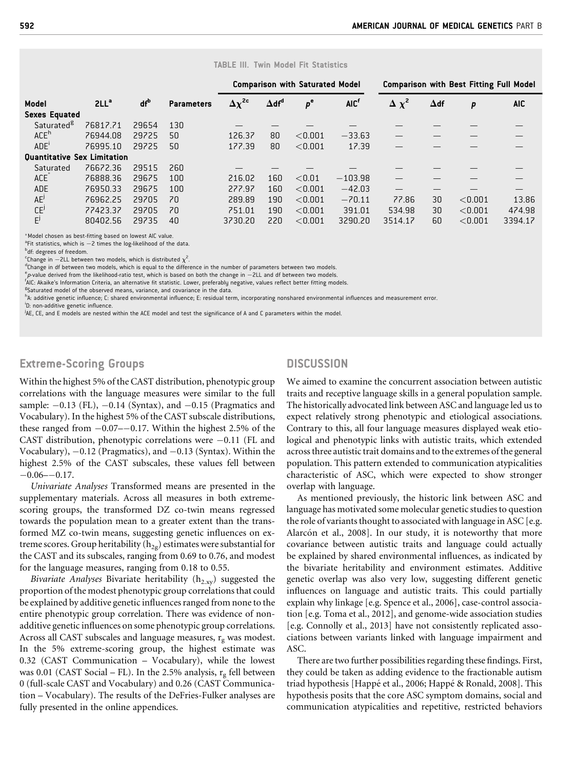**TABLE III. Twin Model Fit Statistics**

| Model | 2LL[a] | df[b] | Parameters | Comparison with Saturated Model | | | | Comparison with Best Fitting Full Model | | | |
|---|---|---|---|---|---|---|---|---|---|---|---|
| | | | | $\Delta\chi^2$[c] | $\Delta$df[d] | $p$[e] | AIC[f] | $\Delta\chi^2$ | $\Delta$df | $p$ | AIC |
| **Sexes Equated** | | | | | | | | | | | |
| Saturated[g] | 76817.71 | 29654 | 130 | — | — | — | — | — | — | — | — |
| ACE[h] | 76944.08 | 29725 | 50 | 126.37 | 80 | <0.001 | −33.63 | — | — | — | — |
| ADE[i] | 76995.10 | 29725 | 50 | 177.39 | 80 | <0.001 | 17.39 | — | — | — | — |
| **Quantitative Sex Limitation** | | | | | | | | | | | |
| Saturated | 76672.36 | 29515 | 260 | — | — | — | — | — | — | — | — |
| ACE* | 76888.36 | 29675 | 100 | 216.02 | 160 | <0.01 | −103.98 | — | — | — | — |
| ADE | 76950.33 | 29675 | 100 | 277.97 | 160 | <0.001 | −42.03 | — | — | — | — |
| AE[j] | 76962.25 | 29705 | 70 | 289.89 | 190 | <0.001 | −70.11 | 77.86 | 30 | <0.001 | 13.86 |
| CE[j] | 77423.37 | 29705 | 70 | 751.01 | 190 | <0.001 | 391.01 | 534.98 | 30 | <0.001 | 474.98 |
| E[j] | 80402.56 | 29735 | 40 | 3730.20 | 220 | <0.001 | 3290.20 | 3514.17 | 60 | <0.001 | 3394.17 |

*Model chosen as best-fitting based on lowest AIC value.
[a]Fit statistics, which is −2 times the log-likelihood of the data.
[b]df: degrees of freedom.
[c]Change in −2LL between two models, which is distributed $\chi^2$.
[d]Change in df between two models, which is equal to the difference in the number of parameters between two models.
[e]$p$-value derived from the likelihood-ratio test, which is based on both the change in −2LL and df between two models.
[f]AIC: Akaike's Information Criteria, an alternative fit statistic. Lower, preferably negative, values reflect better fitting models.
[g]Saturated model of the observed means, variance, and covariance in the data.
[h]A: additive genetic influence; C: shared environmental influence; E: residual term, incorporating nonshared environmental influences and measurement error.
[i]D: non-additive genetic influence.
[j]AE, CE, and E models are nested within the ACE model and test the significance of A and C parameters within the model.

## Extreme-Scoring Groups

Within the highest 5% of the CAST distribution, phenotypic group correlations with the language measures were similar to the full sample: −0.13 (FL), −0.14 (Syntax), and −0.15 (Pragmatics and Vocabulary). In the highest 5% of the CAST subscale distributions, these ranged from −0.07–−0.17. Within the highest 2.5% of the CAST distribution, phenotypic correlations were −0.11 (FL and Vocabulary), −0.12 (Pragmatics), and −0.13 (Syntax). Within the highest 2.5% of the CAST subscales, these values fell between −0.06–−0.17.

*Univariate Analyses* Transformed means are presented in the supplementary materials. Across all measures in both extreme-scoring groups, the transformed DZ co-twin means regressed towards the population mean to a greater extent than the transformed MZ co-twin means, suggesting genetic influences on extreme scores. Group heritability ($h_{2g}$) estimates were substantial for the CAST and its subscales, ranging from 0.69 to 0.76, and modest for the language measures, ranging from 0.18 to 0.55.

*Bivariate Analyses* Bivariate heritability ($h_{2.xy}$) suggested the proportion of the modest phenotypic group correlations that could be explained by additive genetic influences ranged from none to the entire phenotypic group correlation. There was evidence of non-additive genetic influences on some phenotypic group correlations. Across all CAST subscales and language measures, $r_g$ was modest. In the 5% extreme-scoring group, the highest estimate was 0.32 (CAST Communication – Vocabulary), while the lowest was 0.01 (CAST Social – FL). In the 2.5% analysis, $r_g$ fell between 0 (full-scale CAST and Vocabulary) and 0.26 (CAST Communication – Vocabulary). The results of the DeFries-Fulker analyses are fully presented in the online appendices.

## DISCUSSION

We aimed to examine the concurrent association between autistic traits and receptive language skills in a general population sample. The historically advocated link between ASC and language led us to expect relatively strong phenotypic and etiological associations. Contrary to this, all four language measures displayed weak etiological and phenotypic links with autistic traits, which extended across three autistic trait domains and to the extremes of the general population. This pattern extended to communication atypicalities characteristic of ASC, which were expected to show stronger overlap with language.

As mentioned previously, the historic link between ASC and language has motivated some molecular genetic studies to question the role of variants thought to associated with language in ASC [e.g. Alarcón et al., 2008]. In our study, it is noteworthy that more covariance between autistic traits and language could actually be explained by shared environmental influences, as indicated by the bivariate heritability and environment estimates. Additive genetic overlap was also very low, suggesting different genetic influences on language and autistic traits. This could partially explain why linkage [e.g. Spence et al., 2006], case-control association [e.g. Toma et al., 2012], and genome-wide association studies [e.g. Connolly et al., 2013] have not consistently replicated associations between variants linked with language impairment and ASC.

There are two further possibilities regarding these findings. First, they could be taken as adding evidence to the fractionable autism triad hypothesis [Happé et al., 2006; Happé & Ronald, 2008]. This hypothesis posits that the core ASC symptom domains, social and communication atypicalities and repetitive, restricted behaviors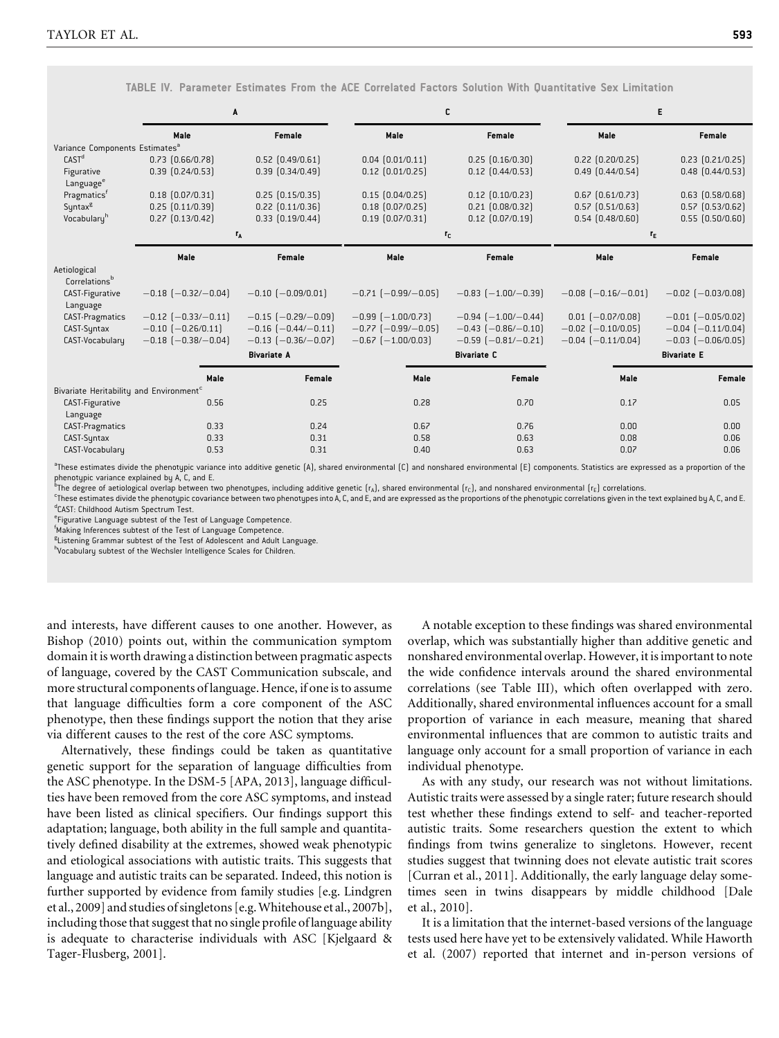TABLE IV. Parameter Estimates From the ACE Correlated Factors Solution With Quantitative Sex Limitation

| | A | | C | | E | |
|---|---|---|---|---|---|---|
| | Male | Female | Male | Female | Male | Female |
| Variance Components Estimates[a] | | | | | | |
| CAST[d] | 0.73 (0.66/0.78) | 0.52 (0.49/0.61) | 0.04 (0.01/0.11) | 0.25 (0.16/0.30) | 0.22 (0.20/0.25) | 0.23 (0.21/0.25) |
| Figurative Language[e] | 0.39 (0.24/0.53) | 0.39 (0.34/0.49) | 0.12 (0.01/0.25) | 0.12 (0.44/0.53) | 0.49 (0.44/0.54) | 0.48 (0.44/0.53) |
| Pragmatics[f] | 0.18 (0.07/0.31) | 0.25 (0.15/0.35) | 0.15 (0.04/0.25) | 0.12 (0.10/0.23) | 0.67 (0.61/0.73) | 0.63 (0.58/0.68) |
| Syntax[g] | 0.25 (0.11/0.39) | 0.22 (0.11/0.36) | 0.18 (0.07/0.25) | 0.21 (0.08/0.32) | 0.57 (0.51/0.63) | 0.57 (0.53/0.62) |
| Vocabulary[h] | 0.27 (0.13/0.42) | 0.33 (0.19/0.44) | 0.19 (0.07/0.31) | 0.12 (0.07/0.19) | 0.54 (0.48/0.60) | 0.55 (0.50/0.60) |
| | $r_A$ | | $r_C$ | | $r_E$ | |
| | Male | Female | Male | Female | Male | Female |
| Aetiological Correlations[b] | | | | | | |
| CAST-Figurative Language | −0.18 (−0.32/−0.04) | −0.10 (−0.09/0.01) | −0.71 (−0.99/−0.05) | −0.83 (−1.00/−0.39) | −0.08 (−0.16/−0.01) | −0.02 (−0.03/0.08) |
| CAST-Pragmatics | −0.12 (−0.33/−0.11) | −0.15 (−0.29/−0.09) | −0.99 (−1.00/0.73) | −0.94 (−1.00/−0.44) | 0.01 (−0.07/0.08) | −0.01 (−0.05/0.02) |
| CAST-Syntax | −0.10 (−0.26/0.11) | −0.16 (−0.44/−0.11) | −0.77 (−0.99/−0.05) | −0.43 (−0.86/−0.10) | −0.02 (−0.10/0.05) | −0.04 (−0.11/0.04) |
| CAST-Vocabulary | −0.18 (−0.38/−0.04) | −0.13 (−0.36/−0.07) | −0.67 (−1.00/0.03) | −0.59 (−0.81/−0.21) | −0.04 (−0.11/0.04) | −0.03 (−0.06/0.05) |
| | Bivariate A | | Bivariate C | | Bivariate E | |
| | Male | Female | Male | Female | Male | Female |
| Bivariate Heritability and Environment[c] | | | | | | |
| CAST-Figurative Language | 0.56 | 0.25 | 0.28 | 0.70 | 0.17 | 0.05 |
| CAST-Pragmatics | 0.33 | 0.24 | 0.67 | 0.76 | 0.00 | 0.00 |
| CAST-Syntax | 0.33 | 0.31 | 0.58 | 0.63 | 0.08 | 0.06 |
| CAST-Vocabulary | 0.53 | 0.31 | 0.40 | 0.63 | 0.07 | 0.06 |

[a]These estimates divide the phenotypic variance into additive genetic (A), shared environmental (C) and nonshared environmental (E) components. Statistics are expressed as a proportion of the phenotypic variance explained by A, C, and E.
[b]The degree of aetiological overlap between two phenotypes, including additive genetic ($r_A$), shared environmental ($r_C$), and nonshared environmental ($r_E$) correlations.
[c]These estimates divide the phenotypic covariance between two phenotypes into A, C and E, and are expressed as the proportions of the phenotypic correlations given in the text explained by A, C, and E.
[d]CAST: Childhood Autism Spectrum Test.
[e]Figurative Language subtest of the Test of Language Competence.
[f]Making Inferences subtest of the Test of Language Competence.
[g]Listening Grammar subtest of the Test of Adolescent and Adult Language.
[h]Vocabulary subtest of the Wechsler Intelligence Scales for Children.

and interests, have different causes to one another. However, as Bishop (2010) points out, within the communication symptom domain it is worth drawing a distinction between pragmatic aspects of language, covered by the CAST Communication subscale, and more structural components of language. Hence, if one is to assume that language difficulties form a core component of the ASC phenotype, then these findings support the notion that they arise via different causes to the rest of the core ASC symptoms.

Alternatively, these findings could be taken as quantitative genetic support for the separation of language difficulties from the ASC phenotype. In the DSM-5 [APA, 2013], language difficulties have been removed from the core ASC symptoms, and instead have been listed as clinical specifiers. Our findings support this adaptation; language, both ability in the full sample and quantitatively defined disability at the extremes, showed weak phenotypic and etiological associations with autistic traits. This suggests that language and autistic traits can be separated. Indeed, this notion is further supported by evidence from family studies [e.g. Lindgren et al., 2009] and studies of singletons [e.g. Whitehouse et al., 2007b], including those that suggest that no single profile of language ability is adequate to characterise individuals with ASC [Kjelgaard & Tager-Flusberg, 2001].

A notable exception to these findings was shared environmental overlap, which was substantially higher than additive genetic and nonshared environmental overlap. However, it is important to note the wide confidence intervals around the shared environmental correlations (see Table III), which often overlapped with zero. Additionally, shared environmental influences account for a small proportion of variance in each measure, meaning that shared environmental influences that are common to autistic traits and language only account for a small proportion of variance in each individual phenotype.

As with any study, our research was not without limitations. Autistic traits were assessed by a single rater; future research should test whether these findings extend to self- and teacher-reported autistic traits. Some researchers question the extent to which findings from twins generalize to singletons. However, recent studies suggest that twinning does not elevate autistic trait scores [Curran et al., 2011]. Additionally, the early language delay sometimes seen in twins disappears by middle childhood [Dale et al., 2010].

It is a limitation that the internet-based versions of the language tests used here have yet to be extensively validated. While Haworth et al. (2007) reported that internet and in-person versions of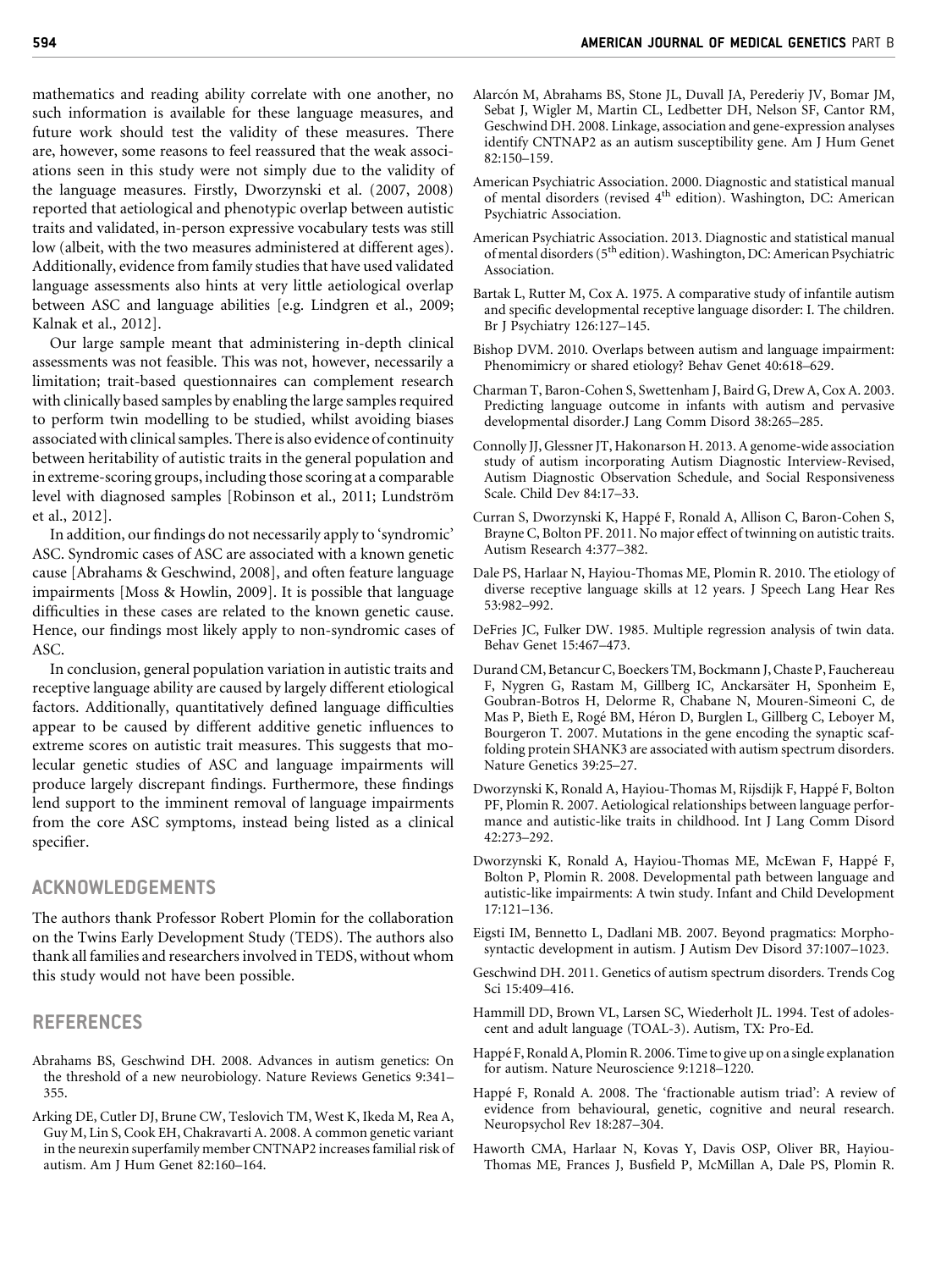mathematics and reading ability correlate with one another, no such information is available for these language measures, and future work should test the validity of these measures. There are, however, some reasons to feel reassured that the weak associations seen in this study were not simply due to the validity of the language measures. Firstly, Dworzynski et al. (2007, 2008) reported that aetiological and phenotypic overlap between autistic traits and validated, in-person expressive vocabulary tests was still low (albeit, with the two measures administered at different ages). Additionally, evidence from family studies that have used validated language assessments also hints at very little aetiological overlap between ASC and language abilities [e.g. Lindgren et al., 2009; Kalnak et al., 2012].

Our large sample meant that administering in-depth clinical assessments was not feasible. This was not, however, necessarily a limitation; trait-based questionnaires can complement research with clinically based samples by enabling the large samples required to perform twin modelling to be studied, whilst avoiding biases associated with clinical samples. There is also evidence of continuity between heritability of autistic traits in the general population and in extreme-scoring groups, including those scoring at a comparable level with diagnosed samples [Robinson et al., 2011; Lundström et al., 2012].

In addition, our findings do not necessarily apply to 'syndromic' ASC. Syndromic cases of ASC are associated with a known genetic cause [Abrahams & Geschwind, 2008], and often feature language impairments [Moss & Howlin, 2009]. It is possible that language difficulties in these cases are related to the known genetic cause. Hence, our findings most likely apply to non-syndromic cases of ASC.

In conclusion, general population variation in autistic traits and receptive language ability are caused by largely different etiological factors. Additionally, quantitatively defined language difficulties appear to be caused by different additive genetic influences to extreme scores on autistic trait measures. This suggests that molecular genetic studies of ASC and language impairments will produce largely discrepant findings. Furthermore, these findings lend support to the imminent removal of language impairments from the core ASC symptoms, instead being listed as a clinical specifier.

## ACKNOWLEDGEMENTS

The authors thank Professor Robert Plomin for the collaboration on the Twins Early Development Study (TEDS). The authors also thank all families and researchers involved in TEDS, without whom this study would not have been possible.

## REFERENCES

Abrahams BS, Geschwind DH. 2008. Advances in autism genetics: On the threshold of a new neurobiology. Nature Reviews Genetics 9:341–355.

Arking DE, Cutler DJ, Brune CW, Teslovich TM, West K, Ikeda M, Rea A, Guy M, Lin S, Cook EH, Chakravarti A. 2008. A common genetic variant in the neurexin superfamily member CNTNAP2 increases familial risk of autism. Am J Hum Genet 82:160–164.

Alarcón M, Abrahams BS, Stone JL, Duvall JA, Perederiy JV, Bomar JM, Sebat J, Wigler M, Martin CL, Ledbetter DH, Nelson SF, Cantor RM, Geschwind DH. 2008. Linkage, association and gene-expression analyses identify CNTNAP2 as an autism susceptibility gene. Am J Hum Genet 82:150–159.

American Psychiatric Association. 2000. Diagnostic and statistical manual of mental disorders (revised 4th edition). Washington, DC: American Psychiatric Association.

American Psychiatric Association. 2013. Diagnostic and statistical manual of mental disorders (5th edition). Washington, DC: American Psychiatric Association.

Bartak L, Rutter M, Cox A. 1975. A comparative study of infantile autism and specific developmental receptive language disorder: I. The children. Br J Psychiatry 126:127–145.

Bishop DVM. 2010. Overlaps between autism and language impairment: Phenomimicry or shared etiology? Behav Genet 40:618–629.

Charman T, Baron-Cohen S, Swettenham J, Baird G, Drew A, Cox A. 2003. Predicting language outcome in infants with autism and pervasive developmental disorder.J Lang Comm Disord 38:265–285.

Connolly JJ, Glessner JT, Hakonarson H. 2013. A genome-wide association study of autism incorporating Autism Diagnostic Interview-Revised, Autism Diagnostic Observation Schedule, and Social Responsiveness Scale. Child Dev 84:17–33.

Curran S, Dworzynski K, Happé F, Ronald A, Allison C, Baron-Cohen S, Brayne C, Bolton PF. 2011. No major effect of twinning on autistic traits. Autism Research 4:377–382.

Dale PS, Harlaar N, Hayiou-Thomas ME, Plomin R. 2010. The etiology of diverse receptive language skills at 12 years. J Speech Lang Hear Res 53:982–992.

DeFries JC, Fulker DW. 1985. Multiple regression analysis of twin data. Behav Genet 15:467–473.

Durand CM, Betancur C, Boeckers TM, Bockmann J, Chaste P, Fauchereau F, Nygren G, Rastam M, Gillberg IC, Anckarsäter H, Sponheim E, Goubran-Botros H, Delorme R, Chabane N, Mouren-Simeoni C, de Mas P, Bieth E, Rogé BM, Héron D, Burglen L, Gillberg C, Leboyer M, Bourgeron T. 2007. Mutations in the gene encoding the synaptic scaffolding protein SHANK3 are associated with autism spectrum disorders. Nature Genetics 39:25–27.

Dworzynski K, Ronald A, Hayiou-Thomas M, Rijsdijk F, Happé F, Bolton PF, Plomin R. 2007. Aetiological relationships between language performance and autistic-like traits in childhood. Int J Lang Comm Disord 42:273–292.

Dworzynski K, Ronald A, Hayiou-Thomas ME, McEwan F, Happé F, Bolton P, Plomin R. 2008. Developmental path between language and autistic-like impairments: A twin study. Infant and Child Development 17:121–136.

Eigsti IM, Bennetto L, Dadlani MB. 2007. Beyond pragmatics: Morphosyntactic development in autism. J Autism Dev Disord 37:1007–1023.

Geschwind DH. 2011. Genetics of autism spectrum disorders. Trends Cog Sci 15:409–416.

Hammill DD, Brown VL, Larsen SC, Wiederholt JL. 1994. Test of adolescent and adult language (TOAL-3). Autism, TX: Pro-Ed.

Happé F, Ronald A, Plomin R. 2006. Time to give up on a single explanation for autism. Nature Neuroscience 9:1218–1220.

Happé F, Ronald A. 2008. The 'fractionable autism triad': A review of evidence from behavioural, genetic, cognitive and neural research. Neuropsychol Rev 18:287–304.

Haworth CMA, Harlaar N, Kovas Y, Davis OSP, Oliver BR, Hayiou-Thomas ME, Frances J, Busfield P, McMillan A, Dale PS, Plomin R.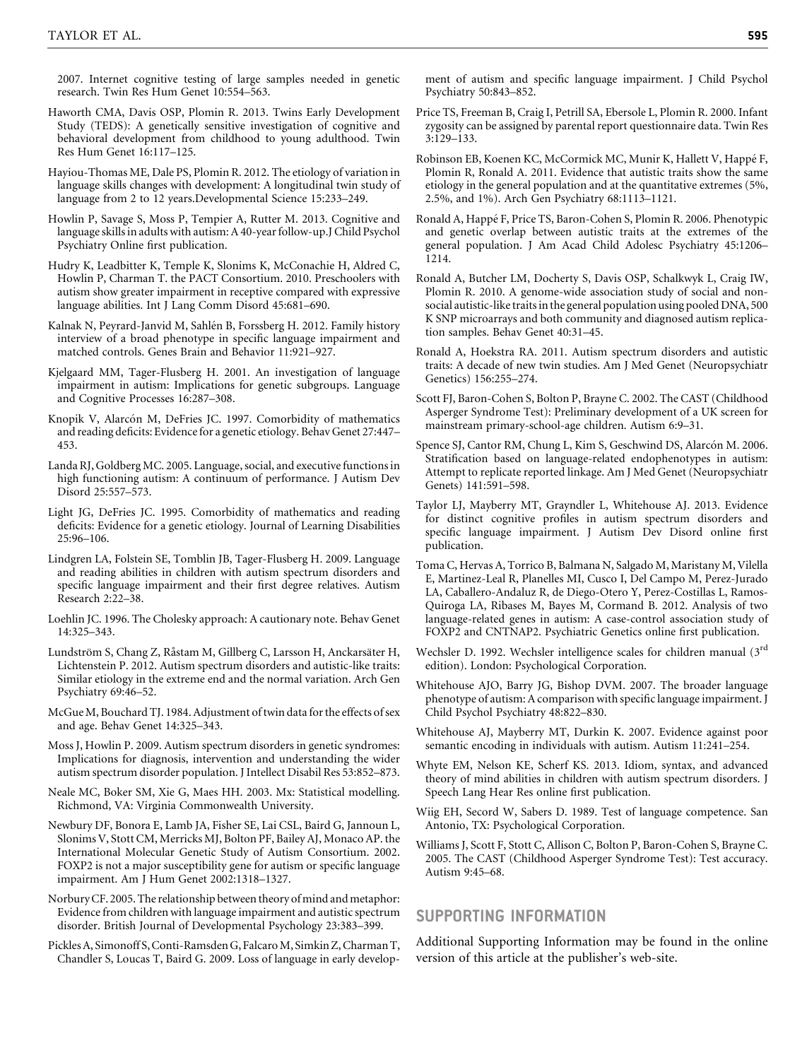2007. Internet cognitive testing of large samples needed in genetic research. Twin Res Hum Genet 10:554–563.

Haworth CMA, Davis OSP, Plomin R. 2013. Twins Early Development Study (TEDS): A genetically sensitive investigation of cognitive and behavioral development from childhood to young adulthood. Twin Res Hum Genet 16:117–125.

Hayiou-Thomas ME, Dale PS, Plomin R. 2012. The etiology of variation in language skills changes with development: A longitudinal twin study of language from 2 to 12 years.Developmental Science 15:233–249.

Howlin P, Savage S, Moss P, Tempier A, Rutter M. 2013. Cognitive and language skills in adults with autism: A 40-year follow-up.J Child Psychol Psychiatry Online first publication.

Hudry K, Leadbitter K, Temple K, Slonims K, McConachie H, Aldred C, Howlin P, Charman T. the PACT Consortium. 2010. Preschoolers with autism show greater impairment in receptive compared with expressive language abilities. Int J Lang Comm Disord 45:681–690.

Kalnak N, Peyrard-Janvid M, Sahlén B, Forssberg H. 2012. Family history interview of a broad phenotype in specific language impairment and matched controls. Genes Brain and Behavior 11:921–927.

Kjelgaard MM, Tager-Flusberg H. 2001. An investigation of language impairment in autism: Implications for genetic subgroups. Language and Cognitive Processes 16:287–308.

Knopik V, Alarcón M, DeFries JC. 1997. Comorbidity of mathematics and reading deficits: Evidence for a genetic etiology. Behav Genet 27:447–453.

Landa RJ, Goldberg MC. 2005. Language, social, and executive functions in high functioning autism: A continuum of performance. J Autism Dev Disord 25:557–573.

Light JG, DeFries JC. 1995. Comorbidity of mathematics and reading deficits: Evidence for a genetic etiology. Journal of Learning Disabilities 25:96–106.

Lindgren LA, Folstein SE, Tomblin JB, Tager-Flusberg H. 2009. Language and reading abilities in children with autism spectrum disorders and specific language impairment and their first degree relatives. Autism Research 2:22–38.

Loehlin JC. 1996. The Cholesky approach: A cautionary note. Behav Genet 14:325–343.

Lundström S, Chang Z, Råstam M, Gillberg C, Larsson H, Anckarsäter H, Lichtenstein P. 2012. Autism spectrum disorders and autistic-like traits: Similar etiology in the extreme end and the normal variation. Arch Gen Psychiatry 69:46–52.

McGue M, Bouchard TJ. 1984. Adjustment of twin data for the effects of sex and age. Behav Genet 14:325–343.

Moss J, Howlin P. 2009. Autism spectrum disorders in genetic syndromes: Implications for diagnosis, intervention and understanding the wider autism spectrum disorder population. J Intellect Disabil Res 53:852–873.

Neale MC, Boker SM, Xie G, Maes HH. 2003. Mx: Statistical modelling. Richmond, VA: Virginia Commonwealth University.

Newbury DF, Bonora E, Lamb JA, Fisher SE, Lai CSL, Baird G, Jannoun L, Slonims V, Stott CM, Merricks MJ, Bolton PF, Bailey AJ, Monaco AP. the International Molecular Genetic Study of Autism Consortium. 2002. FOXP2 is not a major susceptibility gene for autism or specific language impairment. Am J Hum Genet 2002:1318–1327.

Norbury CF. 2005. The relationship between theory of mind and metaphor: Evidence from children with language impairment and autistic spectrum disorder. British Journal of Developmental Psychology 23:383–399.

Pickles A, Simonoff S, Conti-Ramsden G, Falcaro M, Simkin Z, Charman T, Chandler S, Loucas T, Baird G. 2009. Loss of language in early development of autism and specific language impairment. J Child Psychol Psychiatry 50:843–852.

Price TS, Freeman B, Craig I, Petrill SA, Ebersole L, Plomin R. 2000. Infant zygosity can be assigned by parental report questionnaire data. Twin Res 3:129–133.

Robinson EB, Koenen KC, McCormick MC, Munir K, Hallett V, Happé F, Plomin R, Ronald A. 2011. Evidence that autistic traits show the same etiology in the general population and at the quantitative extremes (5%, 2.5%, and 1%). Arch Gen Psychiatry 68:1113–1121.

Ronald A, Happé F, Price TS, Baron-Cohen S, Plomin R. 2006. Phenotypic and genetic overlap between autistic traits at the extremes of the general population. J Am Acad Child Adolesc Psychiatry 45:1206–1214.

Ronald A, Butcher LM, Docherty S, Davis OSP, Schalkwyk L, Craig IW, Plomin R. 2010. A genome-wide association study of social and non-social autistic-like traits in the general population using pooled DNA, 500 K SNP microarrays and both community and diagnosed autism replication samples. Behav Genet 40:31–45.

Ronald A, Hoekstra RA. 2011. Autism spectrum disorders and autistic traits: A decade of new twin studies. Am J Med Genet (Neuropsychiatr Genetics) 156:255–274.

Scott FJ, Baron-Cohen S, Bolton P, Brayne C. 2002. The CAST (Childhood Asperger Syndrome Test): Preliminary development of a UK screen for mainstream primary-school-age children. Autism 6:9–31.

Spence SJ, Cantor RM, Chung L, Kim S, Geschwind DS, Alarcón M. 2006. Stratification based on language-related endophenotypes in autism: Attempt to replicate reported linkage. Am J Med Genet (Neuropsychiatr Genets) 141:591–598.

Taylor LJ, Mayberry MT, Grayndler L, Whitehouse AJ. 2013. Evidence for distinct cognitive profiles in autism spectrum disorders and specific language impairment. J Autism Dev Disord online first publication.

Toma C, Hervas A, Torrico B, Balmana N, Salgado M, Maristany M, Vilella E, Martinez-Leal R, Planelles MI, Cusco I, Del Campo M, Perez-Jurado LA, Caballero-Andaluz R, de Diego-Otero Y, Perez-Costillas L, Ramos-Quiroga LA, Ribases M, Bayes M, Cormand B. 2012. Analysis of two language-related genes in autism: A case-control association study of FOXP2 and CNTNAP2. Psychiatric Genetics online first publication.

Wechsler D. 1992. Wechsler intelligence scales for children manual (3rd edition). London: Psychological Corporation.

Whitehouse AJO, Barry JG, Bishop DVM. 2007. The broader language phenotype of autism: A comparison with specific language impairment. J Child Psychol Psychiatry 48:822–830.

Whitehouse AJ, Mayberry MT, Durkin K. 2007. Evidence against poor semantic encoding in individuals with autism. Autism 11:241–254.

Whyte EM, Nelson KE, Scherf KS. 2013. Idiom, syntax, and advanced theory of mind abilities in children with autism spectrum disorders. J Speech Lang Hear Res online first publication.

Wiig EH, Secord W, Sabers D. 1989. Test of language competence. San Antonio, TX: Psychological Corporation.

Williams J, Scott F, Stott C, Allison C, Bolton P, Baron-Cohen S, Brayne C. 2005. The CAST (Childhood Asperger Syndrome Test): Test accuracy. Autism 9:45–68.

## SUPPORTING INFORMATION

Additional Supporting Information may be found in the online version of this article at the publisher's web-site.